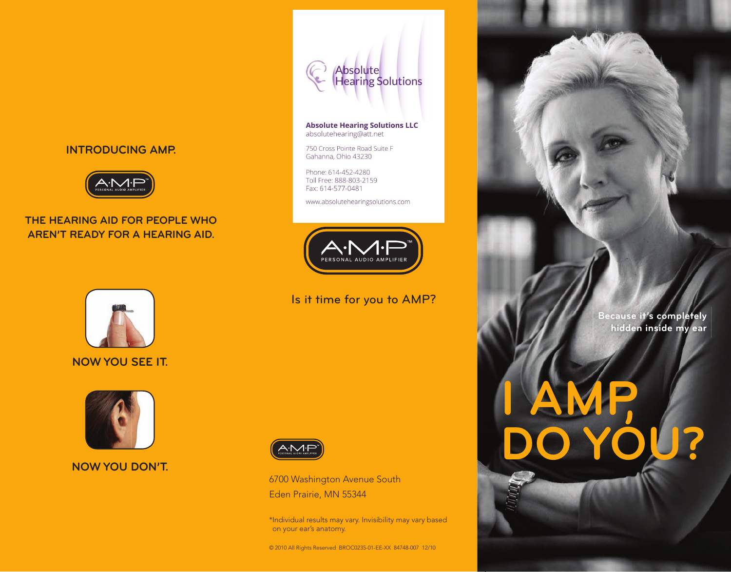## INTRODUCING AMP.

A·M·P PERSONAL AUDIO AMPLIFIER

## THE HEARING AID FOR PEOPLE WHO AREN'T READY FOR A HEARING AID.

**NOW YOU SEE IT.**

**NOW YOU DON'T.**

Absolute Hearing Solutions

**Absolute Hearing Solutions LLC**
absolutehearing@att.net

750 Cross Pointe Road Suite F
Gahanna, Ohio 43230

Phone: 614-452-4280
Toll Free: 888-803-2159
Fax: 614-577-0481

www.absolutehearingsolutions.com

A·M·P™ PERSONAL AUDIO AMPLIFIER

Is it time for you to AMP?

A·M·P™ PERSONAL AUDIO AMPLIFIER

6700 Washington Avenue South
Eden Prairie, MN 55344

*Individual results may vary. Invisibility may vary based on your ear's anatomy.

© 2010 All Rights Reserved BROC0235-01-EE-XX 84748-007 12/10

Because it's completely hidden inside my ear

# I AMP, DO YOU?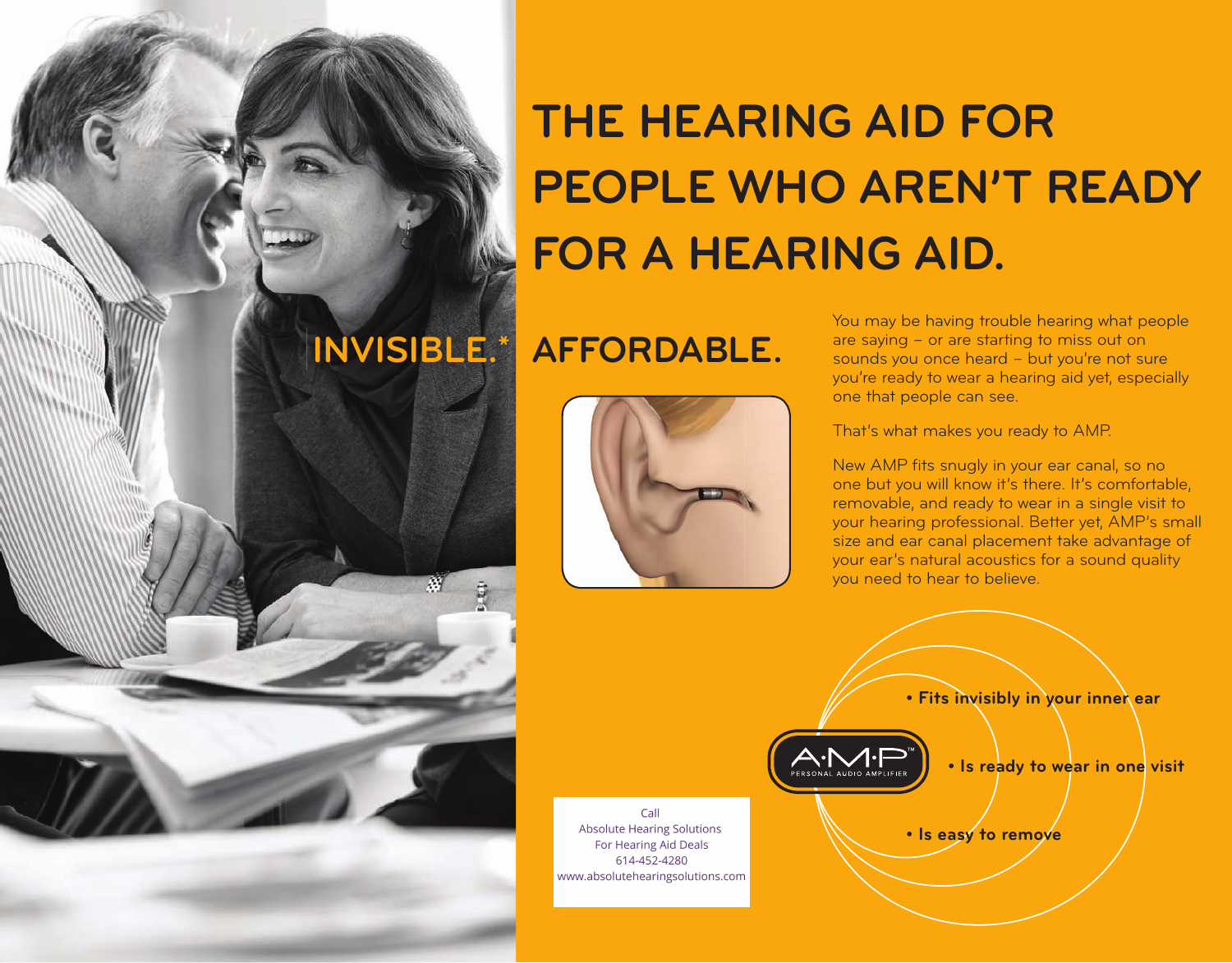# THE HEARING AID FOR PEOPLE WHO AREN'T READY FOR A HEARING AID.

## INVISIBLE.* AFFORDABLE.

You may be having trouble hearing what people are saying – or are starting to miss out on sounds you once heard – but you're not sure you're ready to wear a hearing aid yet, especially one that people can see.

That's what makes you ready to AMP.

New AMP fits snugly in your ear canal, so no one but you will know it's there. It's comfortable, removable, and ready to wear in a single visit to your hearing professional. Better yet, AMP's small size and ear canal placement take advantage of your ear's natural acoustics for a sound quality you need to hear to believe.

A·M·P™
PERSONAL AUDIO AMPLIFIER

- Fits invisibly in your inner ear
- Is ready to wear in one visit
- Is easy to remove

Call
Absolute Hearing Solutions
For Hearing Aid Deals
614-452-4280
www.absolutehearingsolutions.com